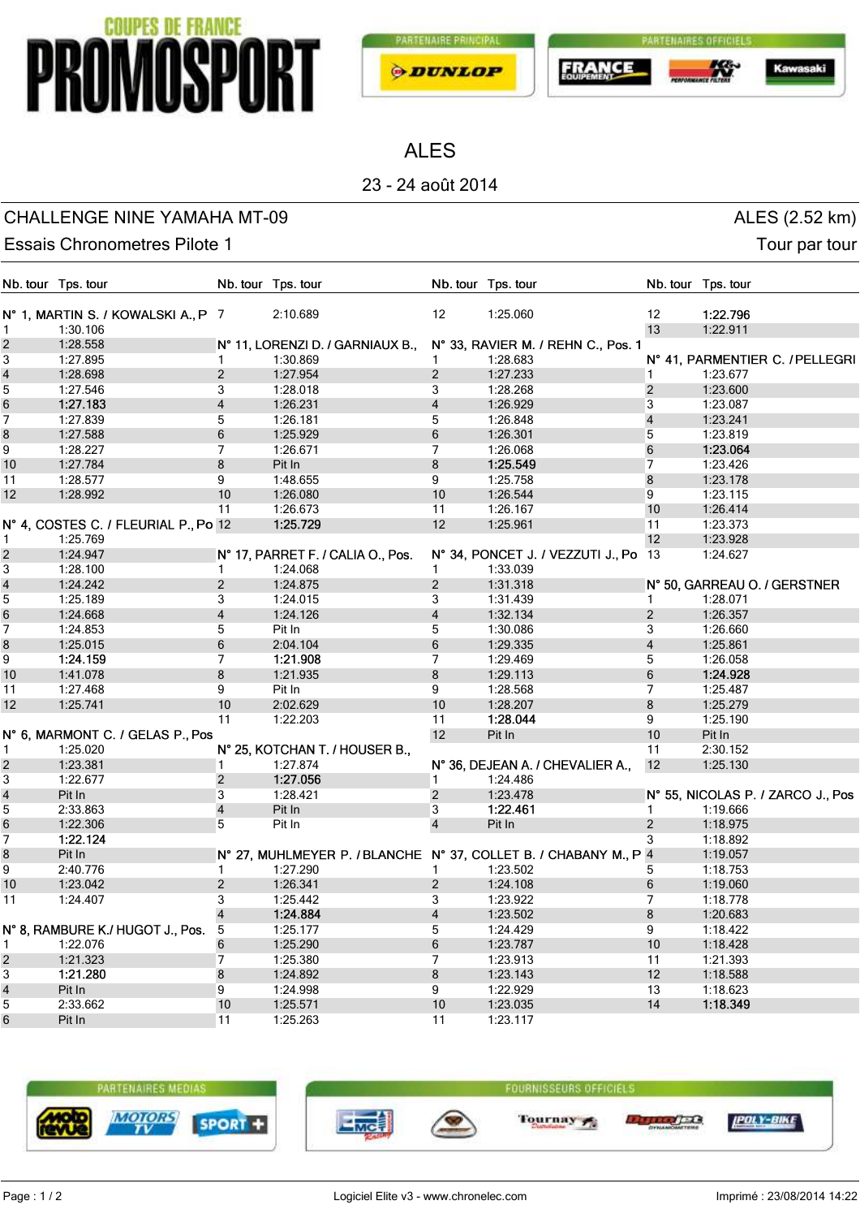COUPES DE FRANCE PROMOSPORT

PARTENAIRE PRINCIPAL: DUNLOP — PARTENAIRES OFFICIELS: FRANCE EQUIPEMENT, K&N, Kawasaki

# ALES

23 - 24 août 2014

## CHALLENGE NINE YAMAHA MT-09

ALES (2.52 km)

Essais Chronometres Pilote 1

Tour par tour

**N° 1, MARTIN S. / KOWALSKI A., P**

| Nb. tour | Tps. tour |
|---|---|
| 1 | 1:30.106 |
| 2 | 1:28.558 |
| 3 | 1:27.895 |
| 4 | 1:28.698 |
| 5 | 1:27.546 |
| 6 | **1:27.183** |
| 7 | 1:27.839 |
| 8 | 1:27.588 |
| 9 | 1:28.227 |
| 10 | 1:27.784 |
| 11 | 1:28.577 |
| 12 | 1:28.992 |

**N° 4, COSTES C. / FLEURIAL P., Po**

| Nb. tour | Tps. tour |
|---|---|
| 1 | 1:25.769 |
| 2 | 1:24.947 |
| 3 | 1:28.100 |
| 4 | 1:24.242 |
| 5 | 1:25.189 |
| 6 | 1:24.668 |
| 7 | 1:24.853 |
| 8 | 1:25.015 |
| 9 | **1:24.159** |
| 10 | 1:41.078 |
| 11 | 1:27.468 |
| 12 | 1:25.741 |

**N° 6, MARMONT C. / GELAS P., Pos**

| Nb. tour | Tps. tour |
|---|---|
| 1 | 1:25.020 |
| 2 | 1:23.381 |
| 3 | 1:22.677 |
| 4 | Pit In |
| 5 | 2:33.863 |
| 6 | 1:22.306 |
| 7 | **1:22.124** |
| 8 | Pit In |
| 9 | 2:40.776 |
| 10 | 1:23.042 |
| 11 | 1:24.407 |

**N° 8, RAMBURE K./ HUGOT J., Pos.**

| Nb. tour | Tps. tour |
|---|---|
| 1 | 1:22.076 |
| 2 | 1:21.323 |
| 3 | **1:21.280** |
| 4 | Pit In |
| 5 | 2:33.662 |
| 6 | Pit In |
| 7 | 2:10.689 |
| 12 | 1:25.060 |

**N° 11, LORENZI D. / GARNIAUX B.,**

| Nb. tour | Tps. tour |
|---|---|
| 1 | 1:30.869 |
| 2 | 1:27.954 |
| 3 | 1:28.018 |
| 4 | 1:26.231 |
| 5 | 1:26.181 |
| 6 | 1:25.929 |
| 7 | 1:26.671 |
| 8 | Pit In |
| 9 | 1:48.655 |
| 10 | 1:26.080 |
| 11 | 1:26.673 |
| 12 | **1:25.729** |

**N° 17, PARRET F. / CALIA O., Pos.**

| Nb. tour | Tps. tour |
|---|---|
| 1 | 1:24.068 |
| 2 | 1:24.875 |
| 3 | 1:24.015 |
| 4 | 1:24.126 |
| 5 | Pit In |
| 6 | 2:04.104 |
| 7 | **1:21.908** |
| 8 | 1:21.935 |
| 9 | Pit In |
| 10 | 2:02.629 |
| 11 | 1:22.203 |

**N° 25, KOTCHAN T. / HOUSER B.,**

| Nb. tour | Tps. tour |
|---|---|
| 1 | 1:27.874 |
| 2 | **1:27.056** |
| 3 | 1:28.421 |
| 4 | Pit In |
| 5 | Pit In |

**N° 27, MUHLMEYER P. / BLANCHE**

| Nb. tour | Tps. tour |
|---|---|
| 1 | 1:27.290 |
| 2 | 1:26.341 |
| 3 | 1:25.442 |
| 4 | **1:24.884** |
| 5 | 1:25.177 |
| 6 | 1:25.290 |
| 7 | 1:25.380 |
| 8 | 1:24.892 |
| 9 | 1:24.998 |
| 10 | 1:25.571 |
| 11 | 1:25.263 |

**N° 33, RAVIER M. / REHN C., Pos. 1**

| Nb. tour | Tps. tour |
|---|---|
| 1 | 1:28.683 |
| 2 | 1:27.233 |
| 3 | 1:28.268 |
| 4 | 1:26.929 |
| 5 | 1:26.848 |
| 6 | 1:26.301 |
| 7 | 1:26.068 |
| 8 | **1:25.549** |
| 9 | 1:25.758 |
| 10 | 1:26.544 |
| 11 | 1:26.167 |
| 12 | 1:25.961 |

**N° 34, PONCET J. / VEZZUTI J., Po**

| Nb. tour | Tps. tour |
|---|---|
| 1 | 1:33.039 |
| 2 | 1:31.318 |
| 3 | 1:31.439 |
| 4 | 1:32.134 |
| 5 | 1:30.086 |
| 6 | 1:29.335 |
| 7 | 1:29.469 |
| 8 | 1:29.113 |
| 9 | 1:28.568 |
| 10 | 1:28.207 |
| 11 | **1:28.044** |
| 12 | Pit In |

**N° 36, DEJEAN A. / CHEVALIER A.,**

| Nb. tour | Tps. tour |
|---|---|
| 1 | 1:24.486 |
| 2 | 1:23.478 |
| 3 | **1:22.461** |
| 4 | Pit In |

**N° 37, COLLET B. / CHABANY M., P**

| Nb. tour | Tps. tour |
|---|---|
| 1 | 1:23.502 |
| 2 | 1:24.108 |
| 3 | 1:23.922 |
| 4 | 1:23.502 |
| 5 | 1:24.429 |
| 6 | 1:23.787 |
| 7 | 1:23.913 |
| 8 | 1:23.143 |
| 9 | 1:22.929 |
| 10 | 1:23.035 |
| 11 | 1:23.117 |
| 12 | **1:22.796** |
| 13 | 1:22.911 |

**N° 41, PARMENTIER C. / PELLEGRI**

| Nb. tour | Tps. tour |
|---|---|
| 1 | 1:23.677 |
| 2 | 1:23.600 |
| 3 | 1:23.087 |
| 4 | 1:23.241 |
| 5 | 1:23.819 |
| 6 | **1:23.064** |
| 7 | 1:23.426 |
| 8 | 1:23.178 |
| 9 | 1:23.115 |
| 10 | 1:26.414 |
| 11 | 1:23.373 |
| 12 | 1:23.928 |
| 13 | 1:24.627 |

**N° 50, GARREAU O. / GERSTNER**

| Nb. tour | Tps. tour |
|---|---|
| 1 | 1:28.071 |
| 2 | 1:26.357 |
| 3 | 1:26.660 |
| 4 | 1:25.861 |
| 5 | 1:26.058 |
| 6 | **1:24.928** |
| 7 | 1:25.487 |
| 8 | 1:25.279 |
| 9 | 1:25.190 |
| 10 | Pit In |
| 11 | 2:30.152 |
| 12 | 1:25.130 |

**N° 55, NICOLAS P. / ZARCO J., Pos**

| Nb. tour | Tps. tour |
|---|---|
| 1 | 1:19.666 |
| 2 | 1:18.975 |
| 3 | 1:18.892 |
| 4 | 1:19.057 |
| 5 | 1:18.753 |
| 6 | 1:19.060 |
| 7 | 1:18.778 |
| 8 | 1:20.683 |
| 9 | 1:18.422 |
| 10 | 1:18.428 |
| 11 | 1:21.393 |
| 12 | 1:18.588 |
| 13 | 1:18.623 |
| 14 | **1:18.349** |

PARTENAIRES MEDIAS: moto revue, MOTORS TV, SPORT+ — FOURNISSEURS OFFICIELS: EMC Racing, Tournay, Dynojet, POLY-BIKE

Logiciel Elite v3 - www.chronelec.com

Imprimé : 23/08/2014 14:22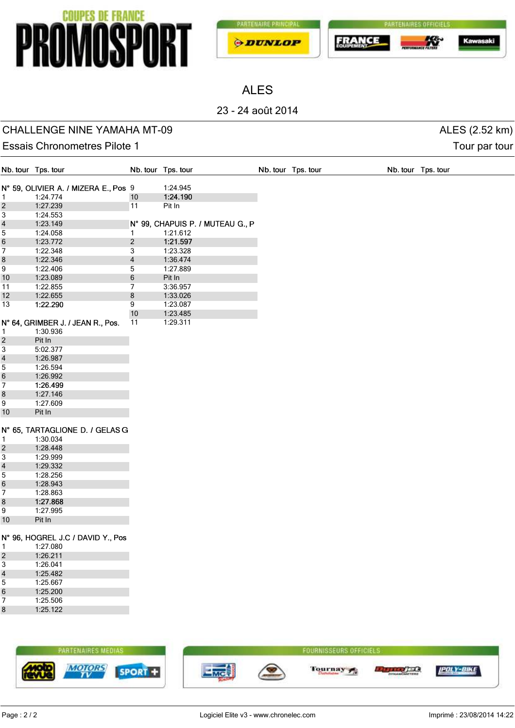# ALES

23 - 24 août 2014

## CHALLENGE NINE YAMAHA MT-09

ALES (2.52 km)

Essais Chronometres Pilote 1

Tour par tour

### N° 59, OLIVIER A. / MIZERA E., Pos

| Nb. tour | Tps. tour |
|---|---|
| 1 | 1:24.774 |
| 2 | 1:27.239 |
| 3 | 1:24.553 |
| 4 | 1:23.149 |
| 5 | 1:24.058 |
| 6 | 1:23.772 |
| 7 | 1:22.348 |
| 8 | 1:22.346 |
| 9 | 1:22.406 |
| 10 | 1:23.089 |
| 11 | 1:22.855 |
| 12 | 1:22.655 |
| 13 | **1:22.290** |

### N° 64, GRIMBER J. / JEAN R., Pos.

| Nb. tour | Tps. tour |
|---|---|
| 1 | 1:30.936 |
| 2 | Pit In |
| 3 | 5:02.377 |
| 4 | 1:26.987 |
| 5 | 1:26.594 |
| 6 | 1:26.992 |
| 7 | **1:26.499** |
| 8 | 1:27.146 |
| 9 | 1:27.609 |
| 10 | Pit In |

### N° 65, TARTAGLIONE D. / GELAS G

| Nb. tour | Tps. tour |
|---|---|
| 1 | 1:30.034 |
| 2 | 1:28.448 |
| 3 | 1:29.999 |
| 4 | 1:29.332 |
| 5 | 1:28.256 |
| 6 | 1:28.943 |
| 7 | 1:28.863 |
| 8 | **1:27.868** |
| 9 | 1:27.995 |
| 10 | Pit In |

### N° 96, HOGREL J.C / DAVID Y., Pos

| Nb. tour | Tps. tour |
|---|---|
| 1 | 1:27.080 |
| 2 | 1:26.211 |
| 3 | 1:26.041 |
| 4 | 1:25.482 |
| 5 | 1:25.667 |
| 6 | 1:25.200 |
| 7 | 1:25.506 |
| 8 | 1:25.122 |
| 9 | 1:24.945 |
| 10 | **1:24.190** |
| 11 | Pit In |

### N° 99, CHAPUIS P. / MUTEAU G., P

| Nb. tour | Tps. tour |
|---|---|
| 1 | 1:21.612 |
| 2 | **1:21.597** |
| 3 | 1:23.328 |
| 4 | 1:36.474 |
| 5 | 1:27.889 |
| 6 | Pit In |
| 7 | 3:36.957 |
| 8 | 1:33.026 |
| 9 | 1:23.087 |
| 10 | 1:23.485 |
| 11 | 1:29.311 |

Logiciel Elite v3 - www.chronelec.com

Imprimé : 23/08/2014 14:22